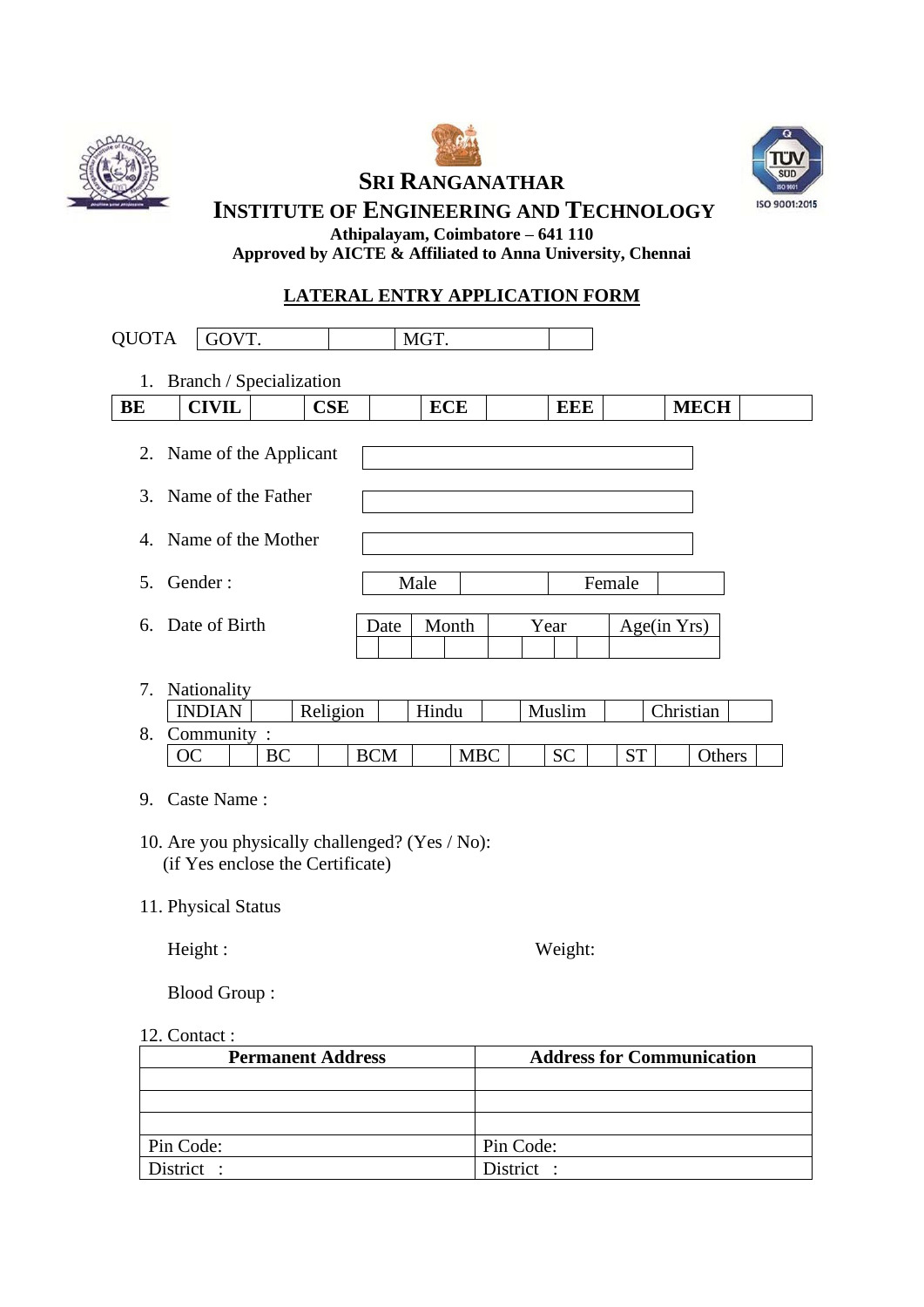# SRI RANGANATHAR INSTITUTE OF ENGINEERING AND TECHNOLOGY

**Athipalayam, Coimbatore – 641 110**
**Approved by AICTE & Affiliated to Anna University, Chennai**

ISO 9001:2015

## LATERAL ENTRY APPLICATION FORM

| QUOTA | GOVT. | | MGT. | |
|---|---|---|---|---|

1. Branch / Specialization

| BE | CIVIL | | CSE | | ECE | | EEE | | MECH | |
|---|---|---|---|---|---|---|---|---|---|---|

2. Name of the Applicant

3. Name of the Father

4. Name of the Mother

5. Gender :

| Male | | Female | |
|---|---|---|---|

6. Date of Birth

| Date | | Month | | Year | | | | Age(in Yrs) |
|---|---|---|---|---|---|---|---|---|
| | | | | | | | | |

7. Nationality

| INDIAN | | Religion | | Hindu | | Muslim | | Christian | |
|---|---|---|---|---|---|---|---|---|---|

8. Community :

| OC | | BC | | BCM | | MBC | | SC | | ST | | Others | |
|---|---|---|---|---|---|---|---|---|---|---|---|---|---|

9. Caste Name :

10. Are you physically challenged? (Yes / No):
    (if Yes enclose the Certificate)

11. Physical Status

    Height :                    Weight:

    Blood Group :

12. Contact :

| Permanent Address | Address for Communication |
|---|---|
| | |
| | |
| | |
| Pin Code: | Pin Code: |
| District : | District : |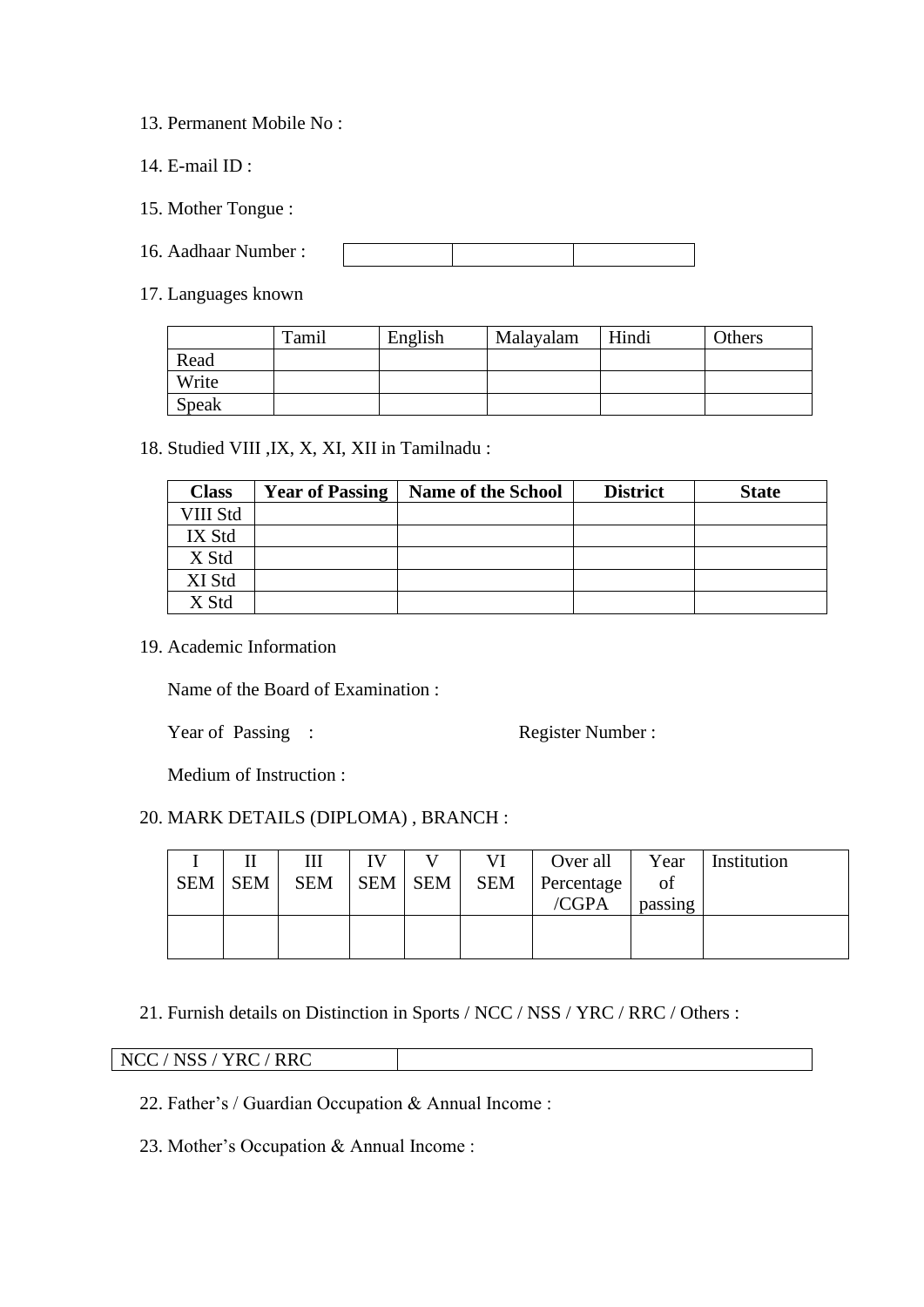13. Permanent Mobile No :

14. E-mail ID :

15. Mother Tongue :

16. Aadhaar Number :

| | | |
|---|---|---|
| | | |

17. Languages known

| | Tamil | English | Malayalam | Hindi | Others |
|---|---|---|---|---|---|
| Read | | | | | |
| Write | | | | | |
| Speak | | | | | |

18. Studied VIII ,IX, X, XI, XII in Tamilnadu :

| Class | Year of Passing | Name of the School | District | State |
|---|---|---|---|---|
| VIII Std | | | | |
| IX Std | | | | |
| X Std | | | | |
| XI Std | | | | |
| X Std | | | | |

19. Academic Information

Name of the Board of Examination :

Year of Passing : Register Number :

Medium of Instruction :

20. MARK DETAILS (DIPLOMA) , BRANCH :

| I SEM | II SEM | III SEM | IV SEM | V SEM | VI SEM | Over all Percentage /CGPA | Year of passing | Institution |
|---|---|---|---|---|---|---|---|---|
| | | | | | | | | |

21. Furnish details on Distinction in Sports / NCC / NSS / YRC / RRC / Others :

| | |
|---|---|
| NCC / NSS / YRC / RRC | |

22. Father's / Guardian Occupation & Annual Income :

23. Mother's Occupation & Annual Income :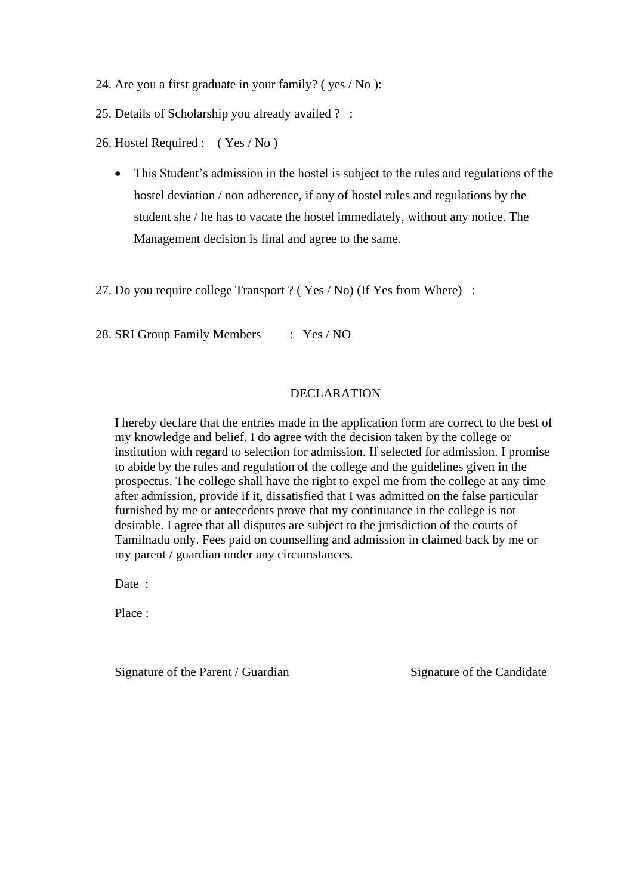24. Are you a first graduate in your family? ( yes / No ):

25. Details of Scholarship you already availed ? :

26. Hostel Required : ( Yes / No )

- This Student's admission in the hostel is subject to the rules and regulations of the hostel deviation / non adherence, if any of hostel rules and regulations by the student she / he has to vacate the hostel immediately, without any notice. The Management decision is final and agree to the same.

27. Do you require college Transport ? ( Yes / No) (If Yes from Where) :

28. SRI Group Family Members : Yes / NO

## DECLARATION

I hereby declare that the entries made in the application form are correct to the best of my knowledge and belief. I do agree with the decision taken by the college or institution with regard to selection for admission. If selected for admission. I promise to abide by the rules and regulation of the college and the guidelines given in the prospectus. The college shall have the right to expel me from the college at any time after admission, provide if it, dissatisfied that I was admitted on the false particular furnished by me or antecedents prove that my continuance in the college is not desirable. I agree that all disputes are subject to the jurisdiction of the courts of Tamilnadu only. Fees paid on counselling and admission in claimed back by me or my parent / guardian under any circumstances.

Date :

Place :

Signature of the Parent / Guardian

Signature of the Candidate